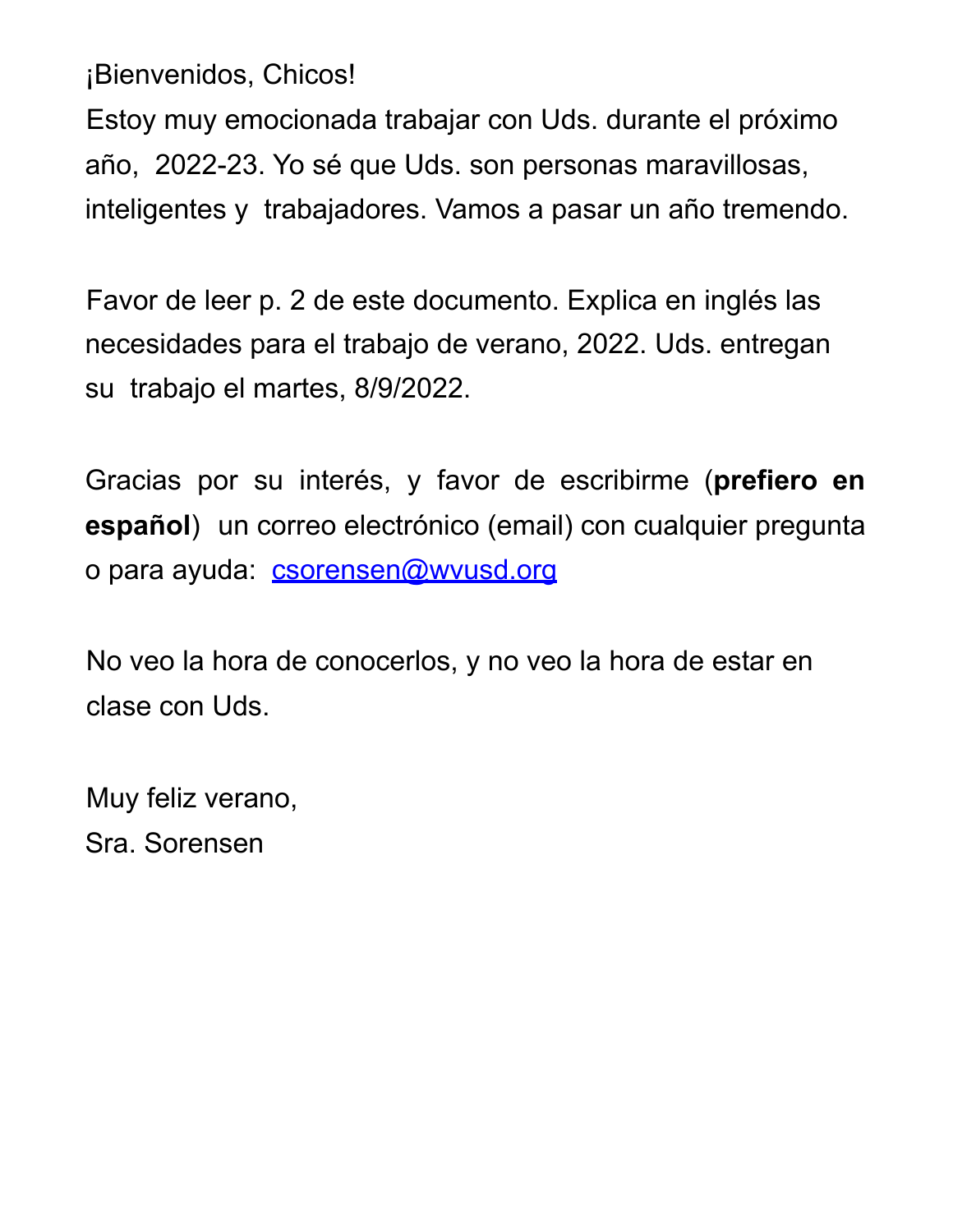¡Bienvenidos, Chicos!

Estoy muy emocionada trabajar con Uds. durante el próximo año, 2022-23. Yo sé que Uds. son personas maravillosas, inteligentes y trabajadores. Vamos a pasar un año tremendo.

Favor de leer p. 2 de este documento. Explica en inglés las necesidades para el trabajo de verano, 2022. Uds. entregan su trabajo el martes, 8/9/2022.

Gracias por su interés, y favor de escribirme (**prefiero en español**) un correo electrónico (email) con cualquier pregunta o para ayuda: csorensen@wvusd.org

No veo la hora de conocerlos, y no veo la hora de estar en clase con Uds.

Muy feliz verano,
Sra. Sorensen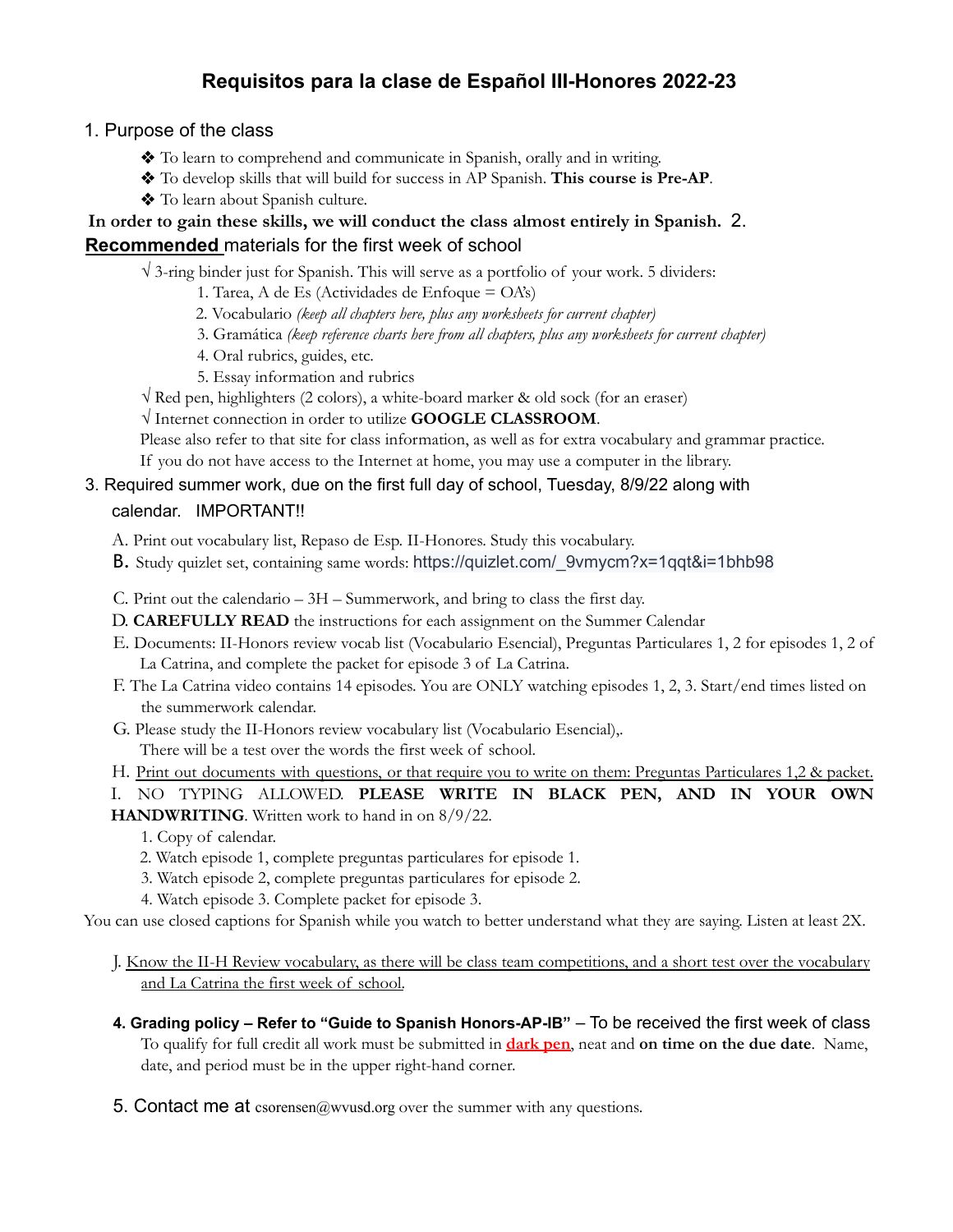# Requisitos para la clase de Español III-Honores 2022-23

## 1. Purpose of the class

- ❖ To learn to comprehend and communicate in Spanish, orally and in writing.
- ❖ To develop skills that will build for success in AP Spanish. **This course is Pre-AP**.
- ❖ To learn about Spanish culture.

**In order to gain these skills, we will conduct the class almost entirely in Spanish.**

## 2. **Recommended** materials for the first week of school

√ 3-ring binder just for Spanish. This will serve as a portfolio of your work. 5 dividers:

1. Tarea, A de Es (Actividades de Enfoque = OA's)
2. Vocabulario *(keep all chapters here, plus any worksheets for current chapter)*
3. Gramática *(keep reference charts here from all chapters, plus any worksheets for current chapter)*
4. Oral rubrics, guides, etc.
5. Essay information and rubrics

√ Red pen, highlighters (2 colors), a white-board marker & old sock (for an eraser)

√ Internet connection in order to utilize **GOOGLE CLASSROOM**.

Please also refer to that site for class information, as well as for extra vocabulary and grammar practice.

If you do not have access to the Internet at home, you may use a computer in the library.

## 3. Required summer work, due on the first full day of school, Tuesday, 8/9/22 along with calendar. IMPORTANT!!

A. Print out vocabulary list, Repaso de Esp. II-Honores. Study this vocabulary.

B. Study quizlet set, containing same words: https://quizlet.com/_9vmycm?x=1qqt&i=1bhb98

C. Print out the calendario – 3H – Summerwork, and bring to class the first day.

D. **CAREFULLY READ** the instructions for each assignment on the Summer Calendar

E. Documents: II-Honors review vocab list (Vocabulario Esencial), Preguntas Particulares 1, 2 for episodes 1, 2 of La Catrina, and complete the packet for episode 3 of La Catrina.

F. The La Catrina video contains 14 episodes. You are ONLY watching episodes 1, 2, 3. Start/end times listed on the summerwork calendar.

G. Please study the II-Honors review vocabulary list (Vocabulario Esencial),.
There will be a test over the words the first week of school.

H. <u>Print out documents with questions, or that require you to write on them: Preguntas Particulares 1,2 & packet.</u>

I. NO TYPING ALLOWED. **PLEASE WRITE IN BLACK PEN, AND IN YOUR OWN HANDWRITING**. Written work to hand in on 8/9/22.

1. Copy of calendar.
2. Watch episode 1, complete preguntas particulares for episode 1.
3. Watch episode 2, complete preguntas particulares for episode 2.
4. Watch episode 3. Complete packet for episode 3.

You can use closed captions for Spanish while you watch to better understand what they are saying. Listen at least 2X.

J. <u>Know the II-H Review vocabulary, as there will be class team competitions, and a short test over the vocabulary and La Catrina the first week of school.</u>

## 4. **Grading policy – Refer to "Guide to Spanish Honors-AP-IB"** – To be received the first week of class

To qualify for full credit all work must be submitted in **<u>dark pen</u>**, neat and **on time on the due date**. Name, date, and period must be in the upper right-hand corner.

## 5. Contact me at csorensen@wvusd.org over the summer with any questions.